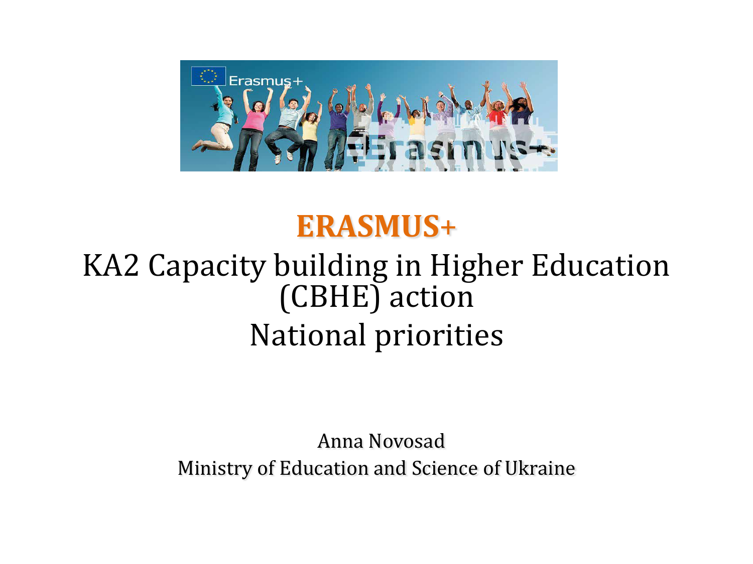# ERASMUS+

## KA2 Capacity building in Higher Education (CBHE) action

## National priorities

Anna Novosad

Ministry of Education and Science of Ukraine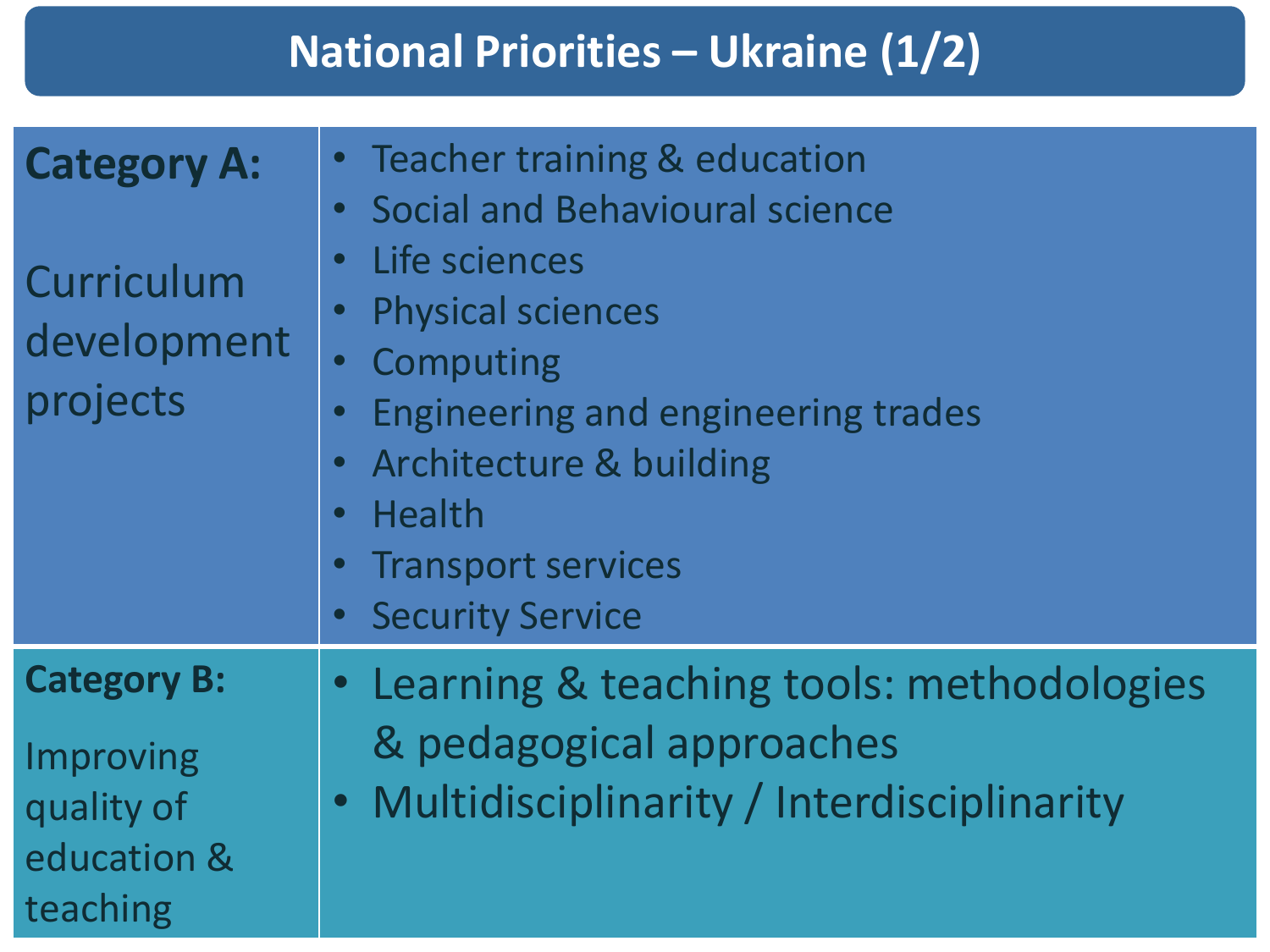# National Priorities – Ukraine (1/2)

| Category | Priorities |
| --- | --- |
| **Category A:** Curriculum development projects | • Teacher training & education<br>• Social and Behavioural science<br>• Life sciences<br>• Physical sciences<br>• Computing<br>• Engineering and engineering trades<br>• Architecture & building<br>• Health<br>• Transport services<br>• Security Service |
| **Category B:** Improving quality of education & teaching | • Learning & teaching tools: methodologies & pedagogical approaches<br>• Multidisciplinarity / Interdisciplinarity |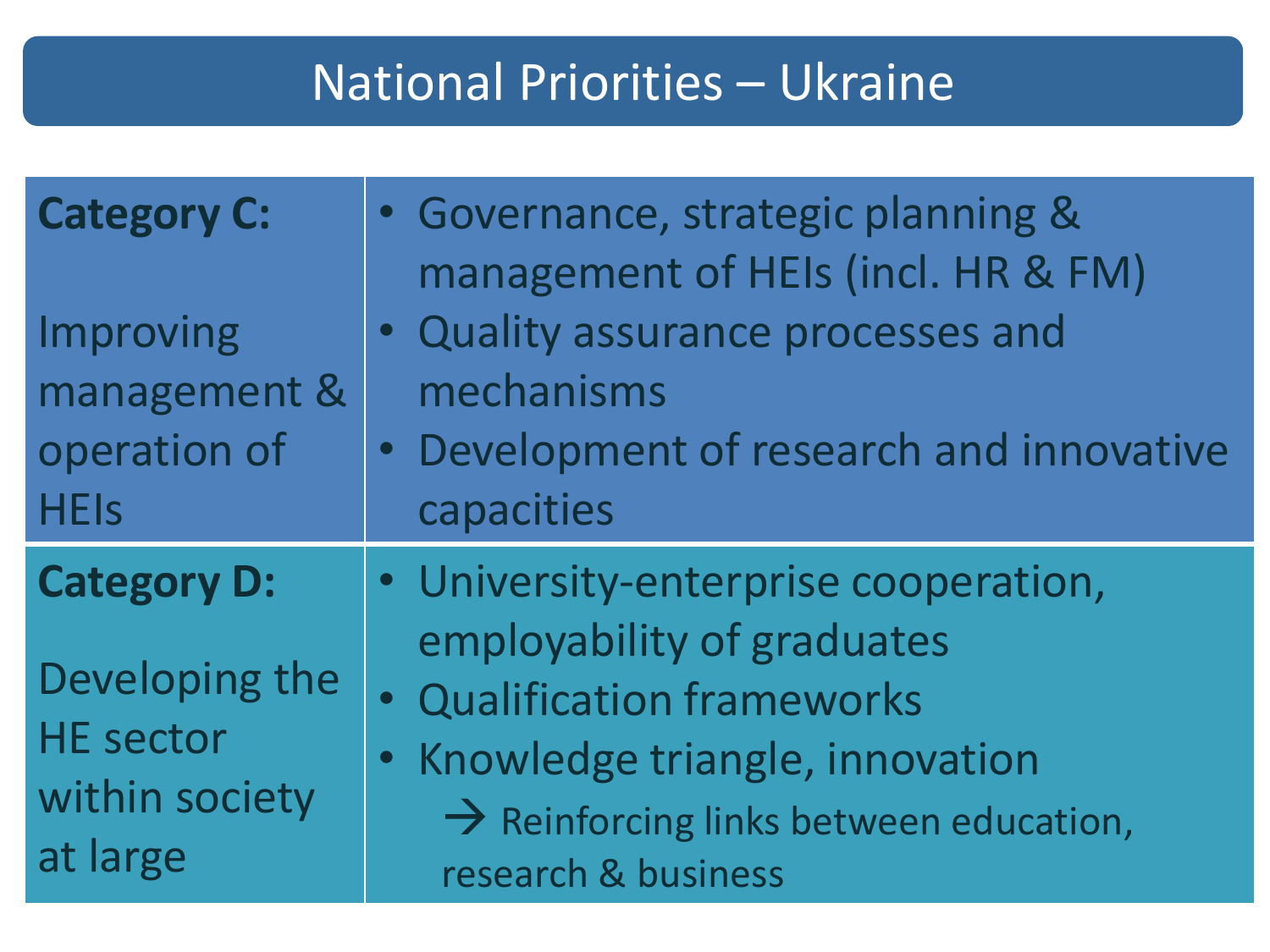# National Priorities – Ukraine

| | |
|---|---|
| **Category C:** Improving management & operation of HEIs | • Governance, strategic planning & management of HEIs (incl. HR & FM)<br>• Quality assurance processes and mechanisms<br>• Development of research and innovative capacities |
| **Category D:** Developing the HE sector within society at large | • University-enterprise cooperation, employability of graduates<br>• Qualification frameworks<br>• Knowledge triangle, innovation<br>→ Reinforcing links between education, research & business |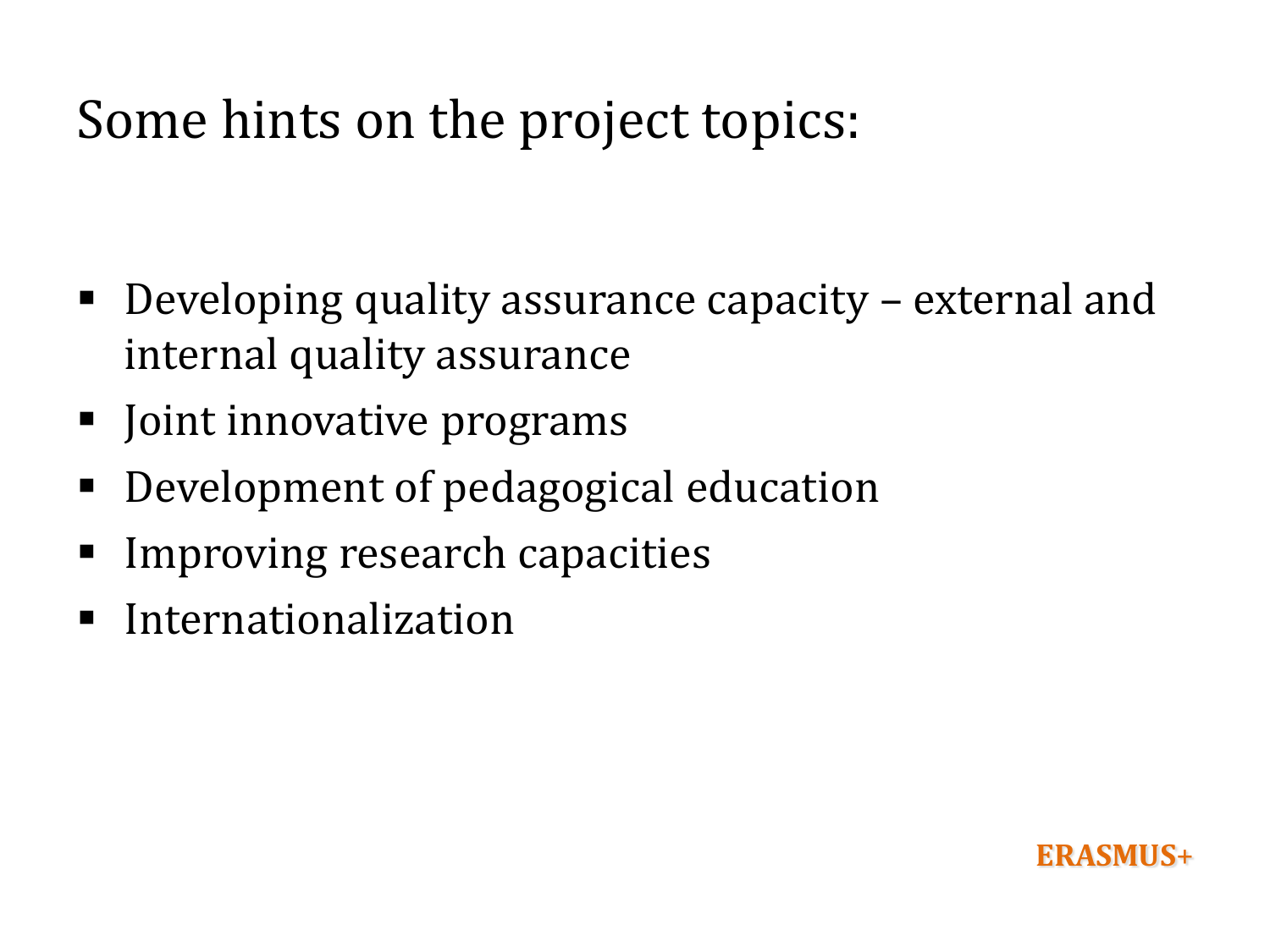# Some hints on the project topics:

- Developing quality assurance capacity – external and internal quality assurance
- Joint innovative programs
- Development of pedagogical education
- Improving research capacities
- Internationalization

ERASMUS+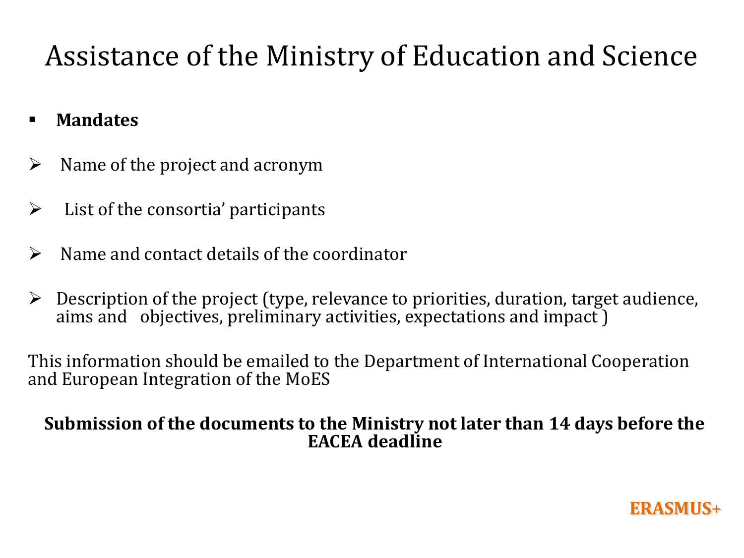# Assistance of the Ministry of Education and Science

- **Mandates**

- Name of the project and acronym
- List of the consortia' participants
- Name and contact details of the coordinator
- Description of the project (type, relevance to priorities, duration, target audience, aims and objectives, preliminary activities, expectations and impact )

This information should be emailed to the Department of International Cooperation and European Integration of the MoES

**Submission of the documents to the Ministry not later than 14 days before the EACEA deadline**

**ERASMUS+**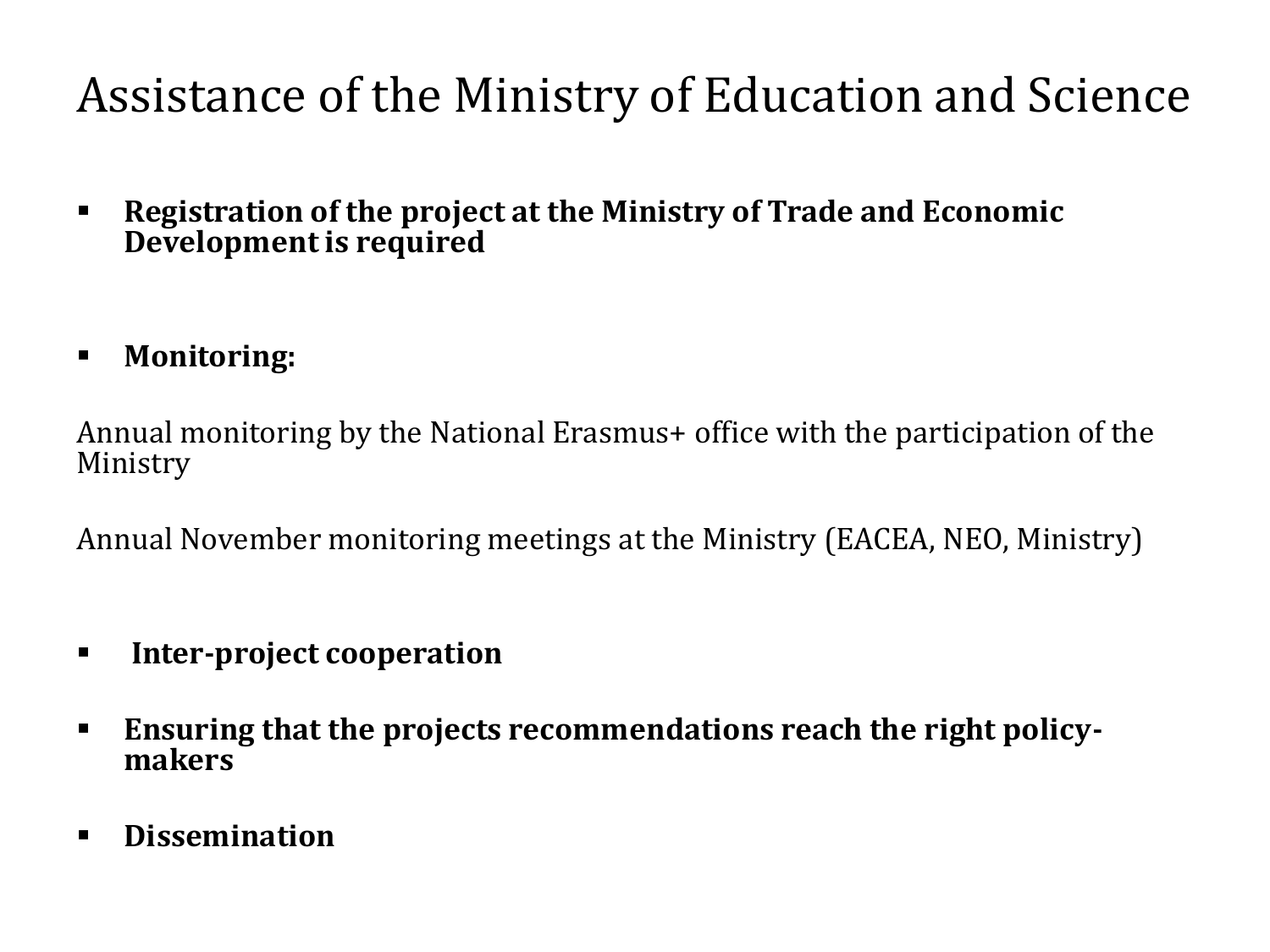# Assistance of the Ministry of Education and Science

- **Registration of the project at the Ministry of Trade and Economic Development is required**

- **Monitoring:**

Annual monitoring by the National Erasmus+ office with the participation of the Ministry

Annual November monitoring meetings at the Ministry (EACEA, NEO, Ministry)

- **Inter-project cooperation**

- **Ensuring that the projects recommendations reach the right policy-makers**

- **Dissemination**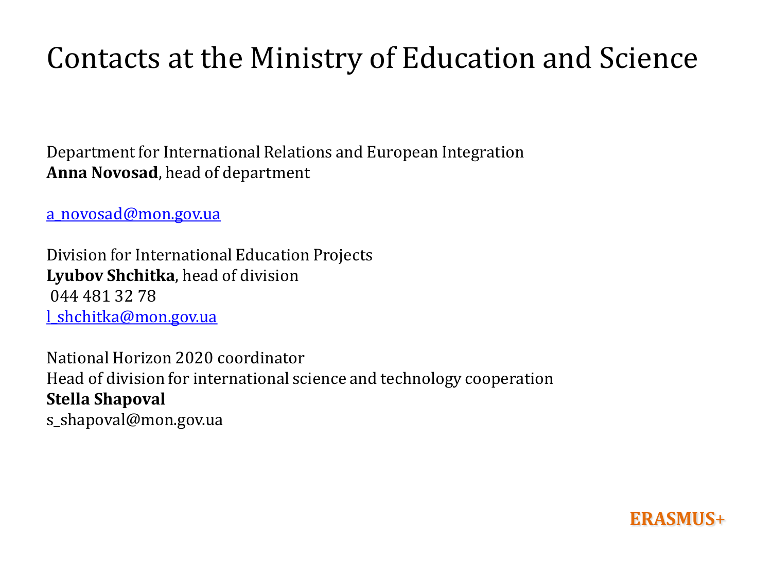# Contacts at the Ministry of Education and Science

Department for International Relations and European Integration
**Anna Novosad**, head of department

a_novosad@mon.gov.ua

Division for International Education Projects
**Lyubov Shchitka**, head of division
044 481 32 78
l_shchitka@mon.gov.ua

National Horizon 2020 coordinator
Head of division for international science and technology cooperation
**Stella Shapoval**
s_shapoval@mon.gov.ua

**ERASMUS+**